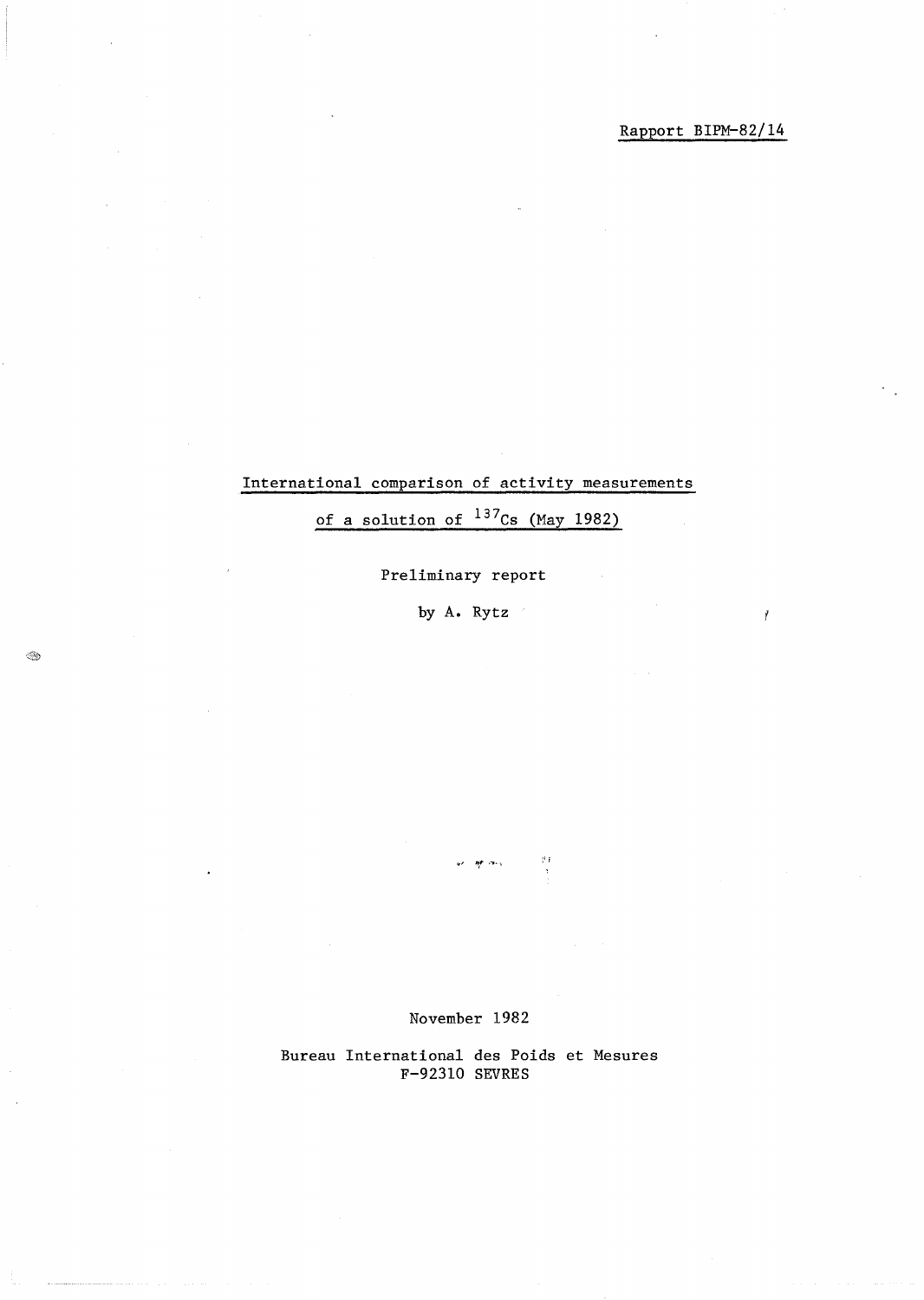Rapport BIPM-82/14

# International comparison of activity measurements of a solution of $^{137}Cs$ (May 1982)

Preliminary report

by A. Rytz

November 1982

Bureau International des Poids et Mesures
F-92310 SEVRES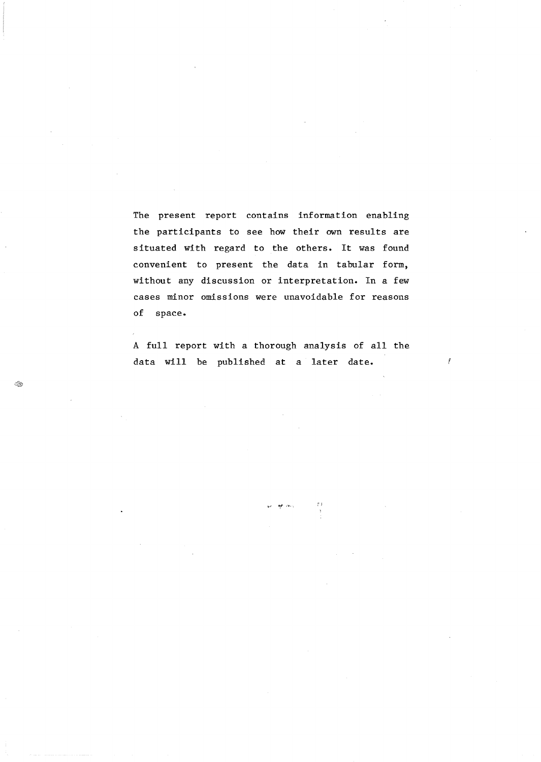The present report contains information enabling the participants to see how their own results are situated with regard to the others. It was found convenient to present the data in tabular form, without any discussion or interpretation. In a few cases minor omissions were unavoidable for reasons of space.

A full report with a thorough analysis of all the data will be published at a later date.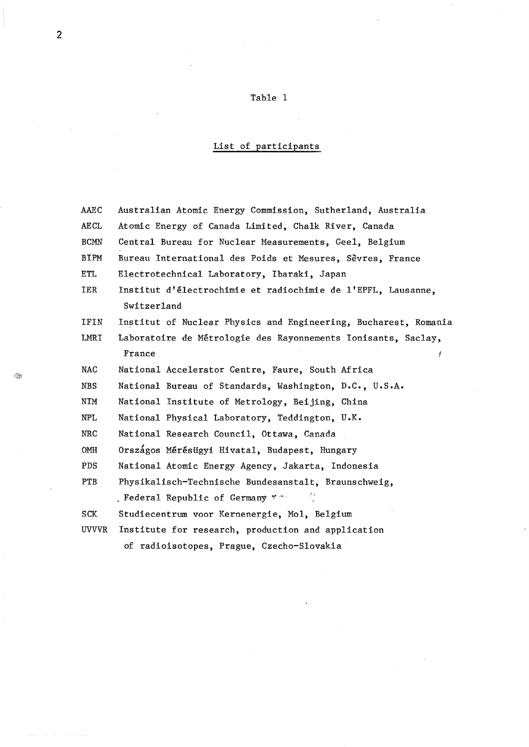Table 1

List of participants

| | |
|---|---|
| AAEC | Australian Atomic Energy Commission, Sutherland, Australia |
| AECL | Atomic Energy of Canada Limited, Chalk River, Canada |
| BCMN | Central Bureau for Nuclear Measurements, Geel, Belgium |
| BIPM | Bureau International des Poids et Mesures, Sèvres, France |
| ETL | Electrotechnical Laboratory, Ibaraki, Japan |
| IER | Institut d'électrochimie et radiochimie de l'EPFL, Lausanne, Switzerland |
| IFIN | Institut of Nuclear Physics and Engineering, Bucharest, Romania |
| LMRI | Laboratoire de Métrologie des Rayonnements Ionisants, Saclay, France |
| NAC | National Accelerator Centre, Faure, South Africa |
| NBS | National Bureau of Standards, Washington, D.C., U.S.A. |
| NIM | National Institute of Metrology, Beijing, China |
| NPL | National Physical Laboratory, Teddington, U.K. |
| NRC | National Research Council, Ottawa, Canada |
| OMH | Országos Mérésügyi Hivatal, Budapest, Hungary |
| PDS | National Atomic Energy Agency, Jakarta, Indonesia |
| PTB | Physikalisch-Technische Bundesanstalt, Braunschweig, Federal Republic of Germany |
| SCK | Studiecentrum voor Kernenergie, Mol, Belgium |
| UVVVR | Institute for research, production and application of radioisotopes, Prague, Czecho-Slovakia |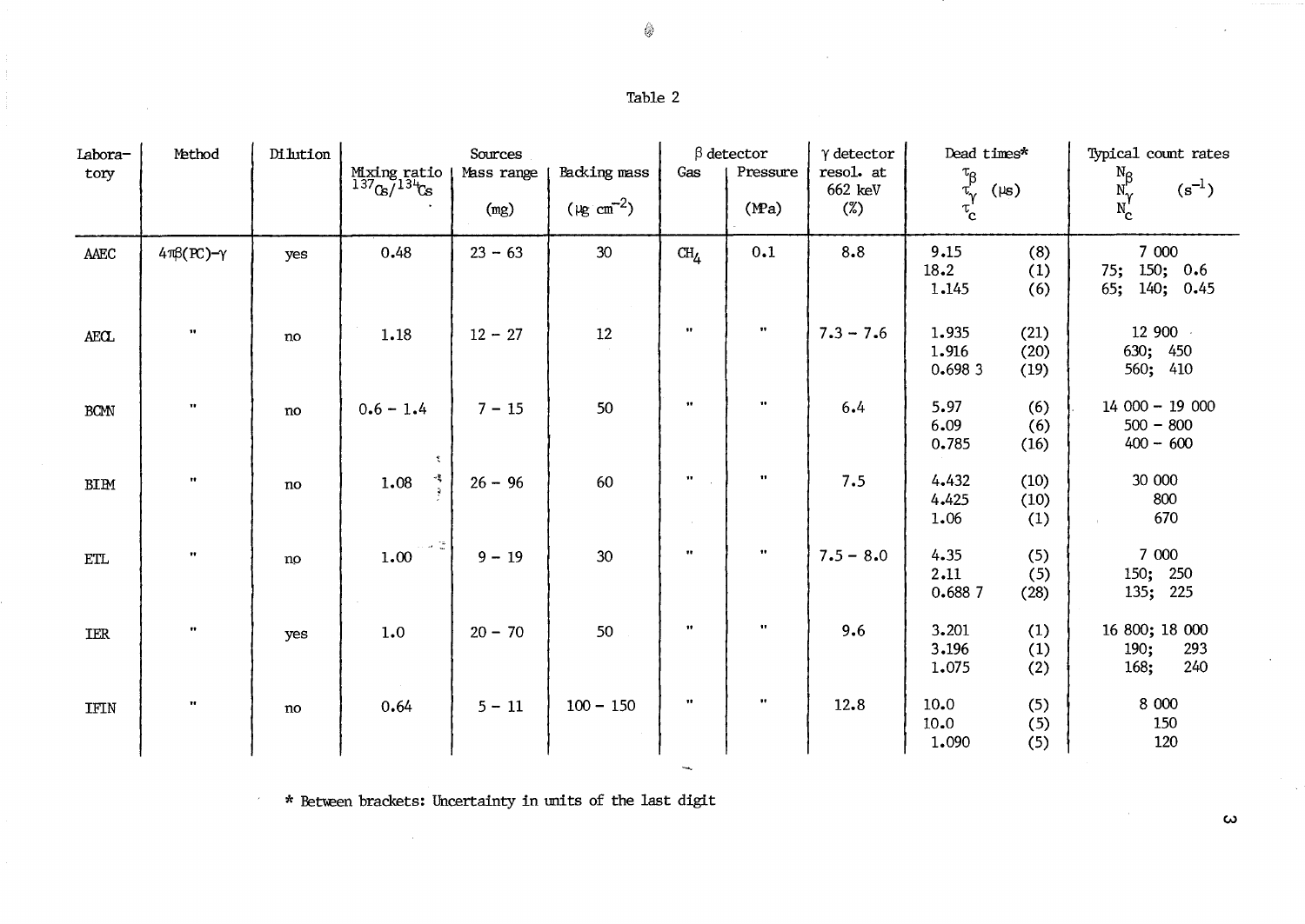Table 2

| Laboratory | Method | Dilution | Sources | | | β detector | | γ detector resol. at 662 keV | Dead times* | | Typical count rates |
|---|---|---|---|---|---|---|---|---|---|---|---|
| | | | Mixing ratio $^{137}Cs/^{134}Cs$ | Mass range (mg) | Backing mass ($\mu g\ cm^{-2}$) | Gas | Pressure (MPa) | (%) | $\tau_\beta$ $\tau_\gamma$ ($\mu s$) $\tau_c$ | | $N_\beta$ $N_\gamma$ ($s^{-1}$) $N_c$ |
| AAEC | $4\pi\beta(PC)-\gamma$ | yes | 0.48 | 23 − 63 | 30 | $CH_4$ | 0.1 | 8.8 | 9.15<br>18.2<br>1.145 | (8)<br>(1)<br>(6) | 7 000<br>75; 150; 0.6<br>65; 140; 0.45 |
| AECL | " | no | 1.18 | 12 − 27 | 12 | " | " | 7.3 − 7.6 | 1.935<br>1.916<br>0.698 3 | (21)<br>(20)<br>(19) | 12 900<br>630; 450<br>560; 410 |
| BCMN | " | no | 0.6 − 1.4 | 7 − 15 | 50 | " | " | 6.4 | 5.97<br>6.09<br>0.785 | (6)<br>(6)<br>(16) | 14 000 − 19 000<br>500 − 800<br>400 − 600 |
| BIPM | " | no | 1.08 | 26 − 96 | 60 | " | " | 7.5 | 4.432<br>4.425<br>1.06 | (10)<br>(10)<br>(1) | 30 000<br>800<br>670 |
| ETL | " | no | 1.00 | 9 − 19 | 30 | " | " | 7.5 − 8.0 | 4.35<br>2.11<br>0.688 7 | (5)<br>(5)<br>(28) | 7 000<br>150; 250<br>135; 225 |
| IER | " | yes | 1.0 | 20 − 70 | 50 | " | " | 9.6 | 3.201<br>3.196<br>1.075 | (1)<br>(1)<br>(2) | 16 800; 18 000<br>190; 293<br>168; 240 |
| IFIN | " | no | 0.64 | 5 − 11 | 100 − 150 | " | " | 12.8 | 10.0<br>10.0<br>1.090 | (5)<br>(5)<br>(5) | 8 000<br>150<br>120 |

\* Between brackets: Uncertainty in units of the last digit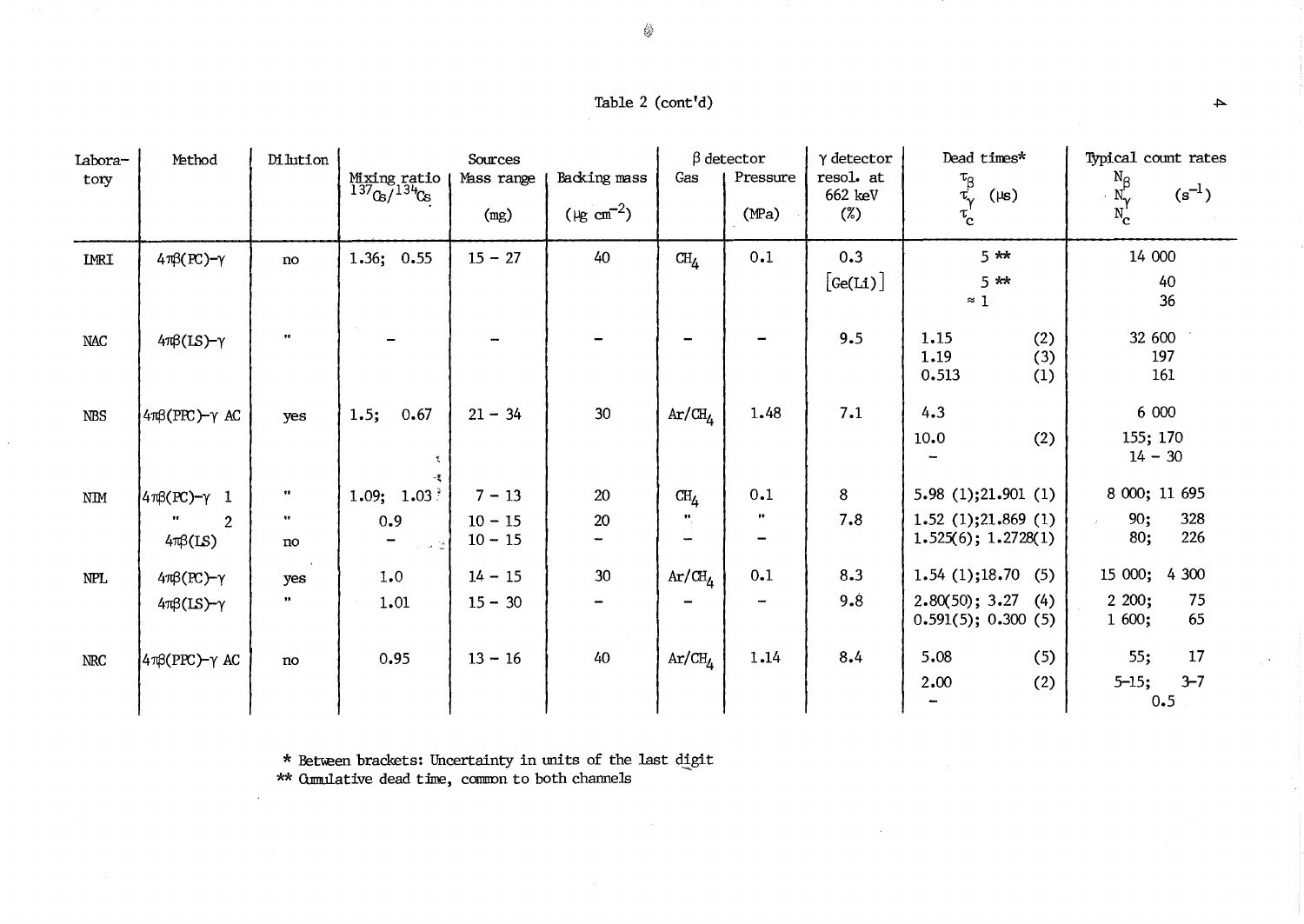Table 2 (cont'd)

| Laboratory | Method | Dilution | Sources | | | β detector | | γ detector | Dead times* | Typical count rates |
|---|---|---|---|---|---|---|---|---|---|---|
| | | | Mixing ratio $^{137}Cs/^{134}Cs$ | Mass range (mg) | Backing mass ($\mu g\ cm^{-2}$) | Gas | Pressure (MPa) | resol. at 662 keV (%) | $\tau_\beta$ $\tau_\gamma$ ($\mu s$) $\tau_c$ | $N_\beta$ $N_\gamma$ ($s^{-1}$) $N_c$ |
| LMRI | 4πβ(PC)-γ | no | 1.36; 0.55 | 15 – 27 | 40 | $CH_4$ | 0.1 | 0.3 [Ge(Li)] | 5 ** <br> 5 ** <br> ≈ 1 | 14 000 <br> 40 <br> 36 |
| NAC | 4πβ(LS)-γ | " | – | – | – | – | – | 9.5 | 1.15 (2) <br> 1.19 (3) <br> 0.513 (1) | 32 600 <br> 197 <br> 161 |
| NBS | 4πβ(PPC)-γ AC | yes | 1.5; 0.67 | 21 – 34 | 30 | Ar/$CH_4$ | 1.48 | 7.1 | 4.3 <br> 10.0 (2) <br> – | 6 000 <br> 155; 170 <br> 14 – 30 |
| NIM | 4πβ(PC)-γ 1 | " | 1.09; 1.03 | 7 – 13 | 20 | $CH_4$ | 0.1 | 8 | 5.98 (1);21.901 (1) | 8 000; 11 695 |
| | " 2 | " | 0.9 | 10 – 15 | 20 | " | " | 7.8 | 1.52 (1);21.869 (1) | 90; 328 |
| | 4πβ(LS) | no | – | 10 – 15 | – | – | – | | 1.525(6); 1.2728(1) | 80; 226 |
| NPL | 4πβ(PC)-γ | yes | 1.0 | 14 – 15 | 30 | Ar/$CH_4$ | 0.1 | 8.3 | 1.54 (1);18.70 (5) | 15 000; 4 300 |
| | 4πβ(LS)-γ | " | 1.01 | 15 – 30 | – | – | – | 9.8 | 2.80(50); 3.27 (4) <br> 0.591(5); 0.300 (5) | 2 200; 75 <br> 1 600; 65 |
| NRC | 4πβ(PPC)-γ AC | no | 0.95 | 13 – 16 | 40 | Ar/$CH_4$ | 1.14 | 8.4 | 5.08 (5) <br> 2.00 (2) <br> – | 55; 17 <br> 5–15; 3–7 <br> 0.5 |

\* Between brackets: Uncertainty in units of the last digit

\*\* Cumulative dead time, common to both channels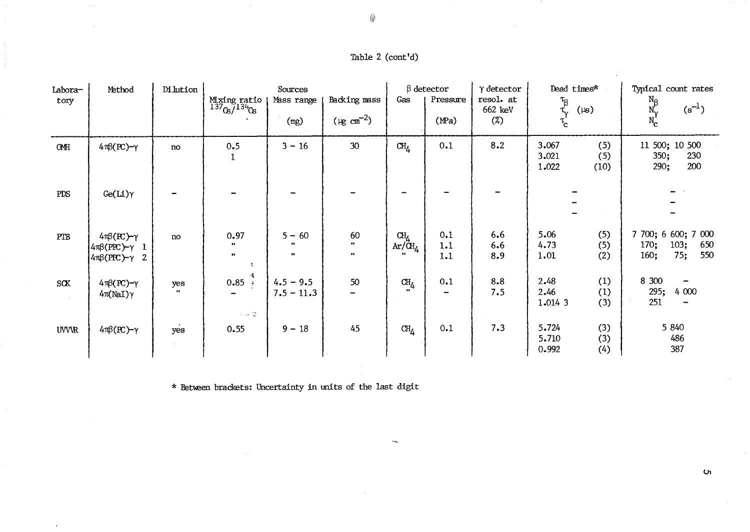Table 2 (cont'd)

| Laboratory | Method | Dilution | Sources | | | β detector | | γ detector | Dead times* | | Typical count rates |
|---|---|---|---|---|---|---|---|---|---|---|---|
| | | | Mixing ratio $^{137}Cs/^{134}Cs$ | Mass range (mg) | Backing mass ($\mu g\ cm^{-2}$) | Gas | Pressure (MPa) | resol. at 662 keV (%) | $\tau_\beta$ $\tau_\gamma$ $\tau_c$ (μs) | | $N_\beta$ $N_\gamma$ $N_c$ ($s^{-1}$) |
| OMH | 4πβ(PC)–γ | no | 0.5<br>1 | 3 – 16 | 30 | $CH_4$ | 0.1 | 8.2 | 3.067<br>3.021<br>1.022 | (5)<br>(5)<br>(10) | 11 500; 10 500<br>350; 230<br>290; 200 |
| PDS | Ge(Li)γ | – | – | – | – | – | – | – | –<br>–<br>– | | –<br>–<br>– |
| PTB | 4πβ(PC)–γ<br>4πβ(PPC)–γ 1<br>4πβ(PPC)–γ 2 | no | 0.97<br>"<br>" | 5 – 60<br>"<br>" | 60<br>"<br>" | $CH_4$<br>$Ar/CH_4$<br>" | 0.1<br>1.1<br>1.1 | 6.6<br>6.6<br>8.9 | 5.06<br>4.73<br>1.01 | (5)<br>(5)<br>(2) | 7 700; 6 600; 7 000<br>170; 103; 650<br>160; 75; 550 |
| SCK | 4πβ(PC)–γ<br>4π(NaI)γ | yes<br>" | 0.85<br>– | 4.5 – 9.5<br>7.5 – 11.3 | 50<br>– | $CH_4$<br>" | 0.1<br>– | 8.8<br>7.5 | 2.48<br>2.46<br>1.014 3 | (1)<br>(1)<br>(3) | 8 300 –<br>295; 4 000<br>251 – |
| UVVVR | 4πβ(PC)–γ | yes | 0.55 | 9 – 18 | 45 | $CH_4$ | 0.1 | 7.3 | 5.724<br>5.710<br>0.992 | (3)<br>(3)<br>(4) | 5 840<br>486<br>387 |

\* Between brackets: Uncertainty in units of the last digit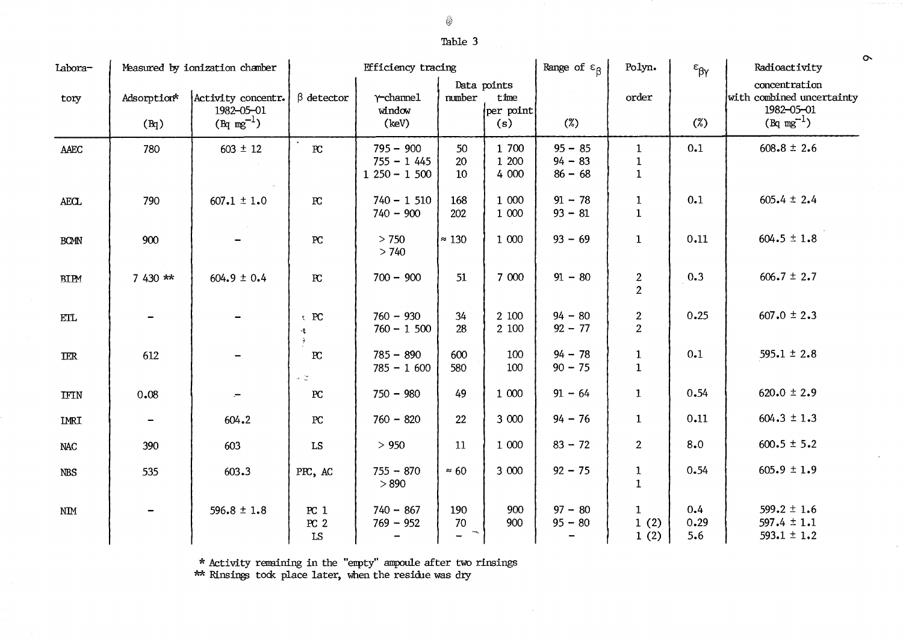Table 3

| Labora-tory | Measured by ionization chamber | | Efficiency tracing | | | | Range of $\varepsilon_\beta$ | Polyn. order | $\varepsilon_{\beta\gamma}$ | Radioactivity concentration with combined uncertainty 1982-05-01 |
|---|---|---|---|---|---|---|---|---|---|---|
| | Adsorption* (Bq) | Activity concentr. 1982-05-01 (Bq mg$^{-1}$) | $\beta$ detector | $\gamma$-channel window (keV) | Data points number | Data points time per point (s) | (%) | | (%) | (Bq mg$^{-1}$) |
| AAEC | 780 | 603 ± 12 | PC | 795 – 900<br>755 – 1 445<br>1 250 – 1 500 | 50<br>20<br>10 | 1 700<br>1 200<br>4 000 | 95 – 85<br>94 – 83<br>86 – 68 | 1<br>1<br>1 | 0.1 | 608.8 ± 2.6 |
| AECL | 790 | 607.1 ± 1.0 | PC | 740 – 1 510<br>740 – 900 | 168<br>202 | 1 000<br>1 000 | 91 – 78<br>93 – 81 | 1<br>1 | 0.1 | 605.4 ± 2.4 |
| BCMN | 900 | – | PC | > 750<br>> 740 | ≈ 130 | 1 000 | 93 – 69 | 1 | 0.11 | 604.5 ± 1.8 |
| BIPM | 7 430 ** | 604.9 ± 0.4 | PC | 700 – 900 | 51 | 7 000 | 91 – 80 | 2<br>2 | 0.3 | 606.7 ± 2.7 |
| ETL | – | – | PC | 760 – 930<br>760 – 1 500 | 34<br>28 | 2 100<br>2 100 | 94 – 80<br>92 – 77 | 2<br>2 | 0.25 | 607.0 ± 2.3 |
| IER | 612 | – | PC | 785 – 890<br>785 – 1 600 | 600<br>580 | 100<br>100 | 94 – 78<br>90 – 75 | 1<br>1 | 0.1 | 595.1 ± 2.8 |
| IFIN | 0.08 | – | PC | 750 – 980 | 49 | 1 000 | 91 – 64 | 1 | 0.54 | 620.0 ± 2.9 |
| IMRI | – | 604.2 | PC | 760 – 820 | 22 | 3 000 | 94 – 76 | 1 | 0.11 | 604.3 ± 1.3 |
| NAC | 390 | 603 | LS | > 950 | 11 | 1 000 | 83 – 72 | 2 | 8.0 | 600.5 ± 5.2 |
| NBS | 535 | 603.3 | PPC, AC | 755 – 870<br>> 890 | ≈ 60 | 3 000 | 92 – 75 | 1<br>1 | 0.54 | 605.9 ± 1.9 |
| NIM | – | 596.8 ± 1.8 | PC 1<br>PC 2<br>LS | 740 – 867<br>769 – 952<br>– | 190<br>70<br>– | 900<br>900 | 97 – 80<br>95 – 80<br>– | 1<br>1 (2)<br>1 (2) | 0.4<br>0.29<br>5.6 | 599.2 ± 1.6<br>597.4 ± 1.1<br>593.1 ± 1.2 |

\* Activity remaining in the "empty" ampoule after two rinsings
** Rinsings took place later, when the residue was dry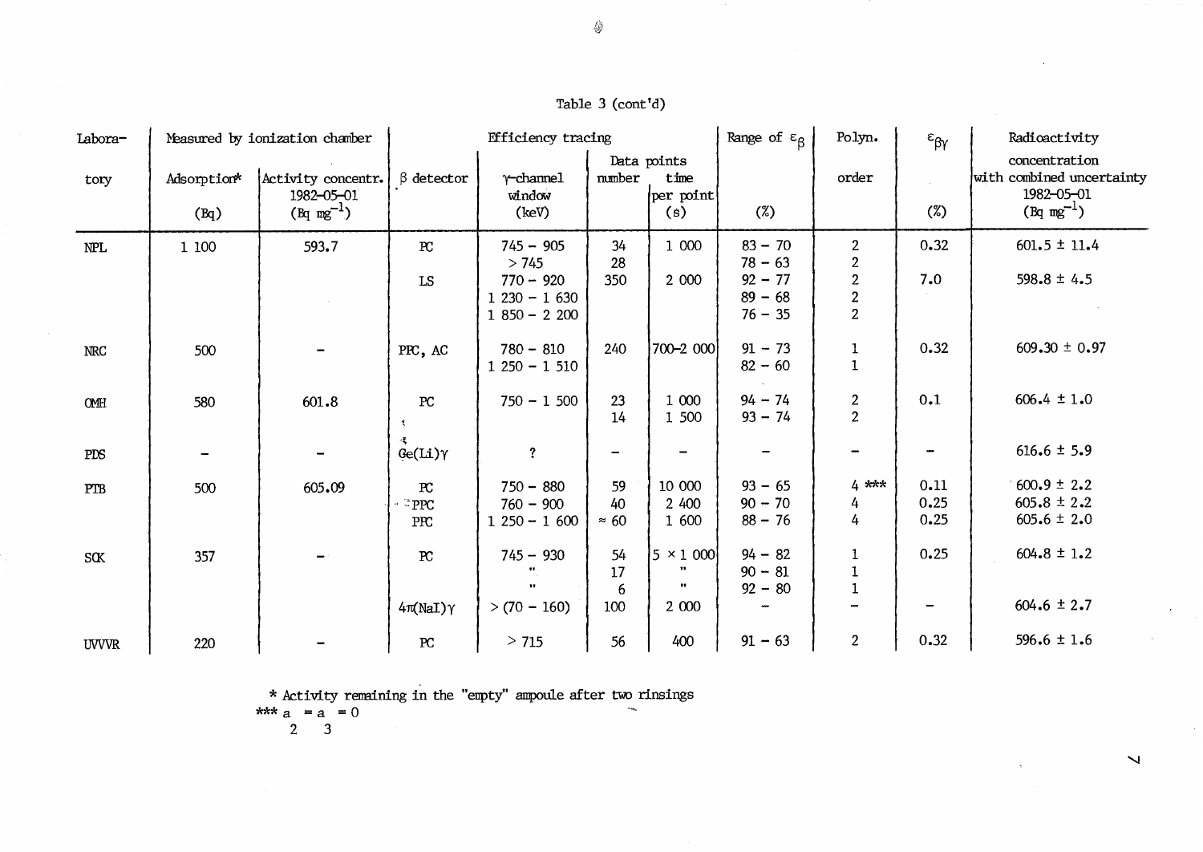Table 3 (cont'd)

| Laboratory | Measured by ionization chamber | | Efficiency tracing | | | | Range of $\varepsilon_\beta$ | Polyn. | $\varepsilon_{\beta\gamma}$ | Radioactivity |
|---|---|---|---|---|---|---|---|---|---|---|
| | Adsorption* (Bq) | Activity concentr. 1982-05-01 (Bq $mg^{-1}$) | $\beta$ detector | $\gamma$-channel window (keV) | Data points number | Data points time per point (s) | (%) | order | (%) | concentration with combined uncertainty 1982-05-01 (Bq $mg^{-1}$) |
| NPL | 1 100 | 593.7 | PC | 745 – 905 | 34 | 1 000 | 83 – 70 | 2 | 0.32 | 601.5 ± 11.4 |
| | | | | > 745 | 28 | | 78 – 63 | 2 | | |
| | | | LS | 770 – 920 | 350 | 2 000 | 92 – 77 | 2 | 7.0 | 598.8 ± 4.5 |
| | | | | 1 230 – 1 630 | | | 89 – 68 | 2 | | |
| | | | | 1 850 – 2 200 | | | 76 – 35 | 2 | | |
| NRC | 500 | – | PPC, AC | 780 – 810 | 240 | 700-2 000 | 91 – 73 | 1 | 0.32 | 609.30 ± 0.97 |
| | | | | 1 250 – 1 510 | | | 82 – 60 | 1 | | |
| OMH | 580 | 601.8 | PC | 750 – 1 500 | 23 | 1 000 | 94 – 74 | 2 | 0.1 | 606.4 ± 1.0 |
| | | | | | 14 | 1 500 | 93 – 74 | 2 | | |
| PDS | – | – | Ge(Li)$\gamma$ | ? | – | – | – | – | – | 616.6 ± 5.9 |
| PTB | 500 | 605.09 | PC | 750 – 880 | 59 | 10 000 | 93 – 65 | 4 *** | 0.11 | 600.9 ± 2.2 |
| | | | PPC | 760 – 900 | 40 | 2 400 | 90 – 70 | 4 | 0.25 | 605.8 ± 2.2 |
| | | | PPC | 1 250 – 1 600 | ≈ 60 | 1 600 | 88 – 76 | 4 | 0.25 | 605.6 ± 2.0 |
| SCK | 357 | – | PC | 745 – 930 | 54 | 5 × 1 000 | 94 – 82 | 1 | 0.25 | 604.8 ± 1.2 |
| | | | | " | 17 | " | 90 – 81 | 1 | | |
| | | | | " | 6 | " | 92 – 80 | 1 | | |
| | | | $4\pi$(NaI)$\gamma$ | > (70 – 160) | 100 | 2 000 | – | – | – | 604.6 ± 2.7 |
| UVVVR | 220 | – | PC | > 715 | 56 | 400 | 91 – 63 | 2 | 0.32 | 596.6 ± 1.6 |

\* Activity remaining in the "empty" ampoule after two rinsings

\*\*\* $a_2 = a_3 = 0$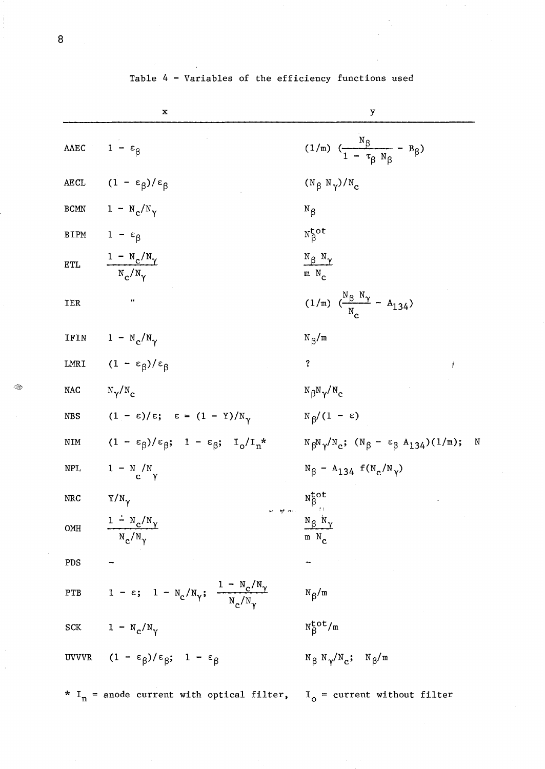Table 4 - Variables of the efficiency functions used

| | x | y |
|---|---|---|
| AAEC | $1 - \varepsilon_\beta$ | $(1/m)\ (\frac{N_\beta}{1 - \tau_\beta N_\beta} - B_\beta)$ |
| AECL | $(1 - \varepsilon_\beta)/\varepsilon_\beta$ | $(N_\beta N_\gamma)/N_c$ |
| BCMN | $1 - N_c/N_\gamma$ | $N_\beta$ |
| BIPM | $1 - \varepsilon_\beta$ | $N_\beta^{tot}$ |
| ETL | $\frac{1 - N_c/N_\gamma}{N_c/N_\gamma}$ | $\frac{N_\beta N_\gamma}{m N_c}$ |
| IER | " | $(1/m)\ (\frac{N_\beta N_\gamma}{N_c} - A_{134})$ |
| IFIN | $1 - N_c/N_\gamma$ | $N_\beta/m$ |
| LMRI | $(1 - \varepsilon_\beta)/\varepsilon_\beta$ | ? |
| NAC | $N_\gamma/N_c$ | $N_\beta N_\gamma/N_c$ |
| NBS | $(1 - \varepsilon)/\varepsilon$; $\varepsilon = (1 - Y)/N_\gamma$ | $N_\beta/(1 - \varepsilon)$ |
| NIM | $(1 - \varepsilon_\beta)/\varepsilon_\beta$; $1 - \varepsilon_\beta$; $I_o/I_n$* | $N_\beta N_\gamma/N_c$; $(N_\beta - \varepsilon_\beta A_{134})(1/m)$; N |
| NPL | $1 - N_c/N_\gamma$ | $N_\beta - A_{134}\ f(N_c/N_\gamma)$ |
| NRC | $Y/N_\gamma$ | $N_\beta^{tot}$ |
| OMH | $\frac{1 - N_c/N_\gamma}{N_c/N_\gamma}$ | $\frac{N_\beta N_\gamma}{m N_c}$ |
| PDS | - | - |
| PTB | $1 - \varepsilon$; $1 - N_c/N_\gamma$; $\frac{1 - N_c/N_\gamma}{N_c/N_\gamma}$ | $N_\beta/m$ |
| SCK | $1 - N_c/N_\gamma$ | $N_\beta^{tot}/m$ |
| UVVVR | $(1 - \varepsilon_\beta)/\varepsilon_\beta$; $1 - \varepsilon_\beta$ | $N_\beta N_\gamma/N_c$; $N_\beta/m$ |

* $I_n$ = anode current with optical filter, $I_o$ = current without filter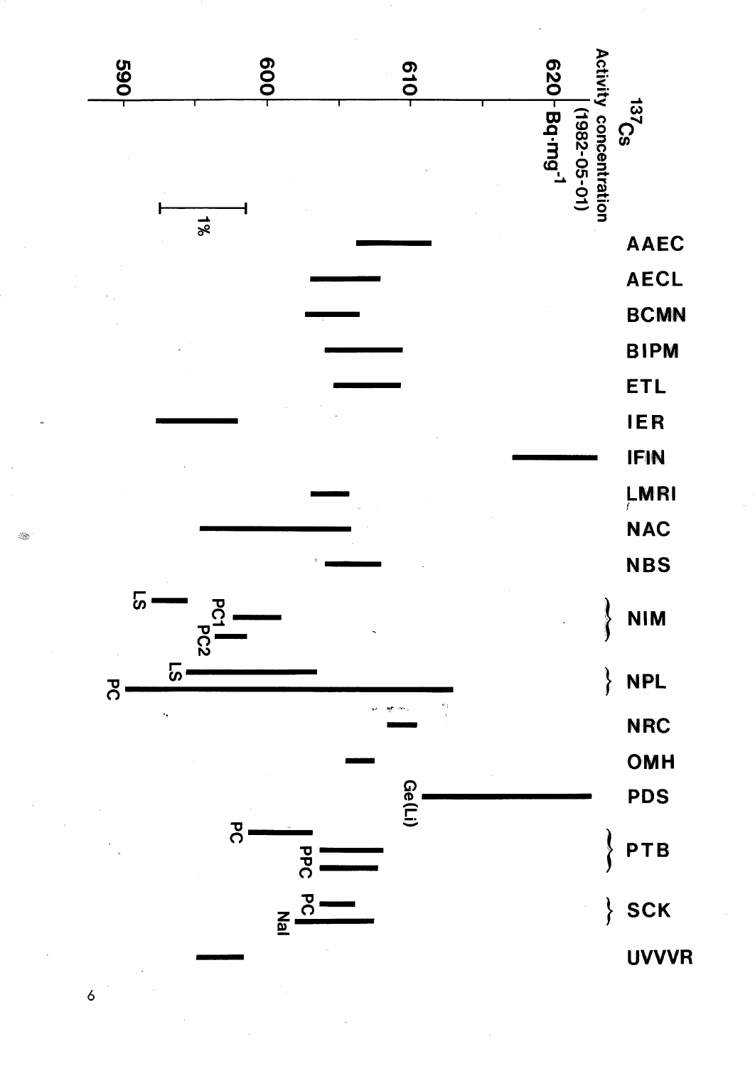$^{137}Cs$

Activity concentration (1982-05-01)

590

600

610

620 Bq·mg$^{-1}$

1%

AAEC

AECL

BCMN

BIPM

ETL

IER

IFIN

LMRI

NAC

NBS

NIM

LS

PC1

PC2

NPL

LS

PC

NRC

OMH

PDS

Ge(Li)

PTB

PC

PPC

SCK

PC

NaI

UVVVR